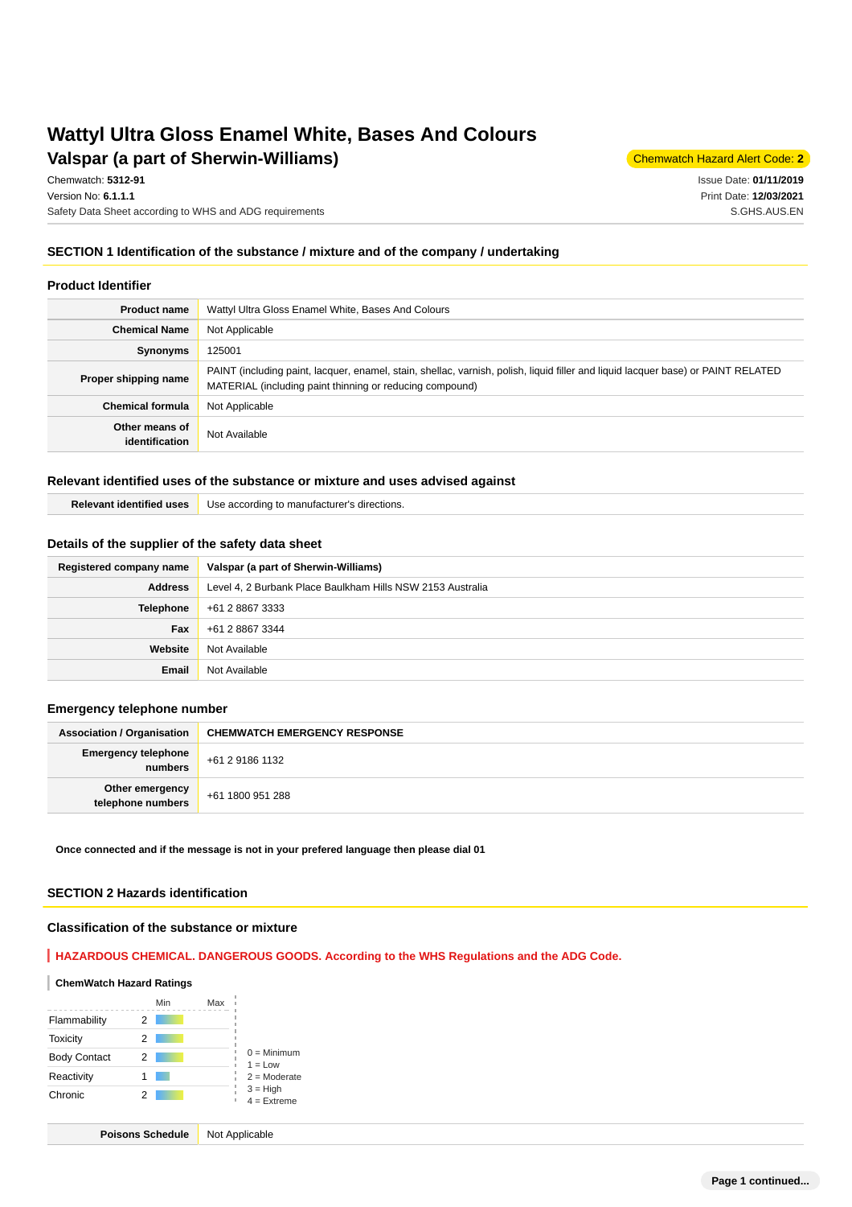# Wattyl Ultra Gloss Enamel White, Bases And Colours

## Valspar (a part of Sherwin-Williams)

Chemwatch Hazard Alert Code: **2**

Chemwatch: **5312-91**
Version No: **6.1.1.1**
Safety Data Sheet according to WHS and ADG requirements

Issue Date: **01/11/2019**
Print Date: **12/03/2021**
S.GHS.AUS.EN

## SECTION 1 Identification of the substance / mixture and of the company / undertaking

### Product Identifier

| | |
|---|---|
| **Product name** | Wattyl Ultra Gloss Enamel White, Bases And Colours |
| **Chemical Name** | Not Applicable |
| **Synonyms** | 125001 |
| **Proper shipping name** | PAINT (including paint, lacquer, enamel, stain, shellac, varnish, polish, liquid filler and liquid lacquer base) or PAINT RELATED MATERIAL (including paint thinning or reducing compound) |
| **Chemical formula** | Not Applicable |
| **Other means of identification** | Not Available |

### Relevant identified uses of the substance or mixture and uses advised against

| | |
|---|---|
| **Relevant identified uses** | Use according to manufacturer's directions. |

### Details of the supplier of the safety data sheet

| | |
|---|---|
| **Registered company name** | **Valspar (a part of Sherwin-Williams)** |
| **Address** | Level 4, 2 Burbank Place Baulkham Hills NSW 2153 Australia |
| **Telephone** | +61 2 8867 3333 |
| **Fax** | +61 2 8867 3344 |
| **Website** | Not Available |
| **Email** | Not Available |

### Emergency telephone number

| | |
|---|---|
| **Association / Organisation** | **CHEMWATCH EMERGENCY RESPONSE** |
| **Emergency telephone numbers** | +61 2 9186 1132 |
| **Other emergency telephone numbers** | +61 1800 951 288 |

**Once connected and if the message is not in your prefered language then please dial 01**

## SECTION 2 Hazards identification

### Classification of the substance or mixture

**HAZARDOUS CHEMICAL. DANGEROUS GOODS. According to the WHS Regulations and the ADG Code.**

**ChemWatch Hazard Ratings**

| | | Min | Max |
|---|---|---|---|
| Flammability | 2 | | |
| Toxicity | 2 | | |
| Body Contact | 2 | | |
| Reactivity | 1 | | |
| Chronic | 2 | | |

0 = Minimum
1 = Low
2 = Moderate
3 = High
4 = Extreme

| | |
|---|---|
| **Poisons Schedule** | Not Applicable |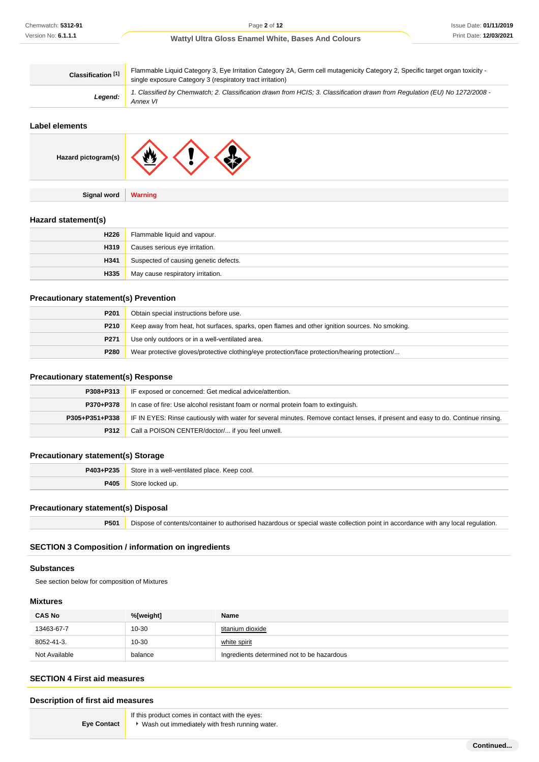| | |
|---|---|
| **Classification [1]** | Flammable Liquid Category 3, Eye Irritation Category 2A, Germ cell mutagenicity Category 2, Specific target organ toxicity - single exposure Category 3 (respiratory tract irritation) |
| ***Legend:*** | *1. Classified by Chemwatch; 2. Classification drawn from HCIS; 3. Classification drawn from Regulation (EU) No 1272/2008 - Annex VI* |

### Label elements

| | |
|---|---|
| **Hazard pictogram(s)** | |

| | |
|---|---|
| **Signal word** | **Warning** |

### Hazard statement(s)

| | |
|---|---|
| **H226** | Flammable liquid and vapour. |
| **H319** | Causes serious eye irritation. |
| **H341** | Suspected of causing genetic defects. |
| **H335** | May cause respiratory irritation. |

### Precautionary statement(s) Prevention

| | |
|---|---|
| **P201** | Obtain special instructions before use. |
| **P210** | Keep away from heat, hot surfaces, sparks, open flames and other ignition sources. No smoking. |
| **P271** | Use only outdoors or in a well-ventilated area. |
| **P280** | Wear protective gloves/protective clothing/eye protection/face protection/hearing protection/... |

### Precautionary statement(s) Response

| | |
|---|---|
| **P308+P313** | IF exposed or concerned: Get medical advice/attention. |
| **P370+P378** | In case of fire: Use alcohol resistant foam or normal protein foam to extinguish. |
| **P305+P351+P338** | IF IN EYES: Rinse cautiously with water for several minutes. Remove contact lenses, if present and easy to do. Continue rinsing. |
| **P312** | Call a POISON CENTER/doctor/... if you feel unwell. |

### Precautionary statement(s) Storage

| | |
|---|---|
| **P403+P235** | Store in a well-ventilated place. Keep cool. |
| **P405** | Store locked up. |

### Precautionary statement(s) Disposal

| | |
|---|---|
| **P501** | Dispose of contents/container to authorised hazardous or special waste collection point in accordance with any local regulation. |

## SECTION 3 Composition / information on ingredients

### Substances

See section below for composition of Mixtures

### Mixtures

| CAS No | %[weight] | Name |
|---|---|---|
| 13463-67-7 | 10-30 | titanium dioxide |
| 8052-41-3. | 10-30 | white spirit |
| Not Available | balance | Ingredients determined not to be hazardous |

## SECTION 4 First aid measures

### Description of first aid measures

| | |
|---|---|
| **Eye Contact** | If this product comes in contact with the eyes:<br>‣ Wash out immediately with fresh running water. |

**Continued...**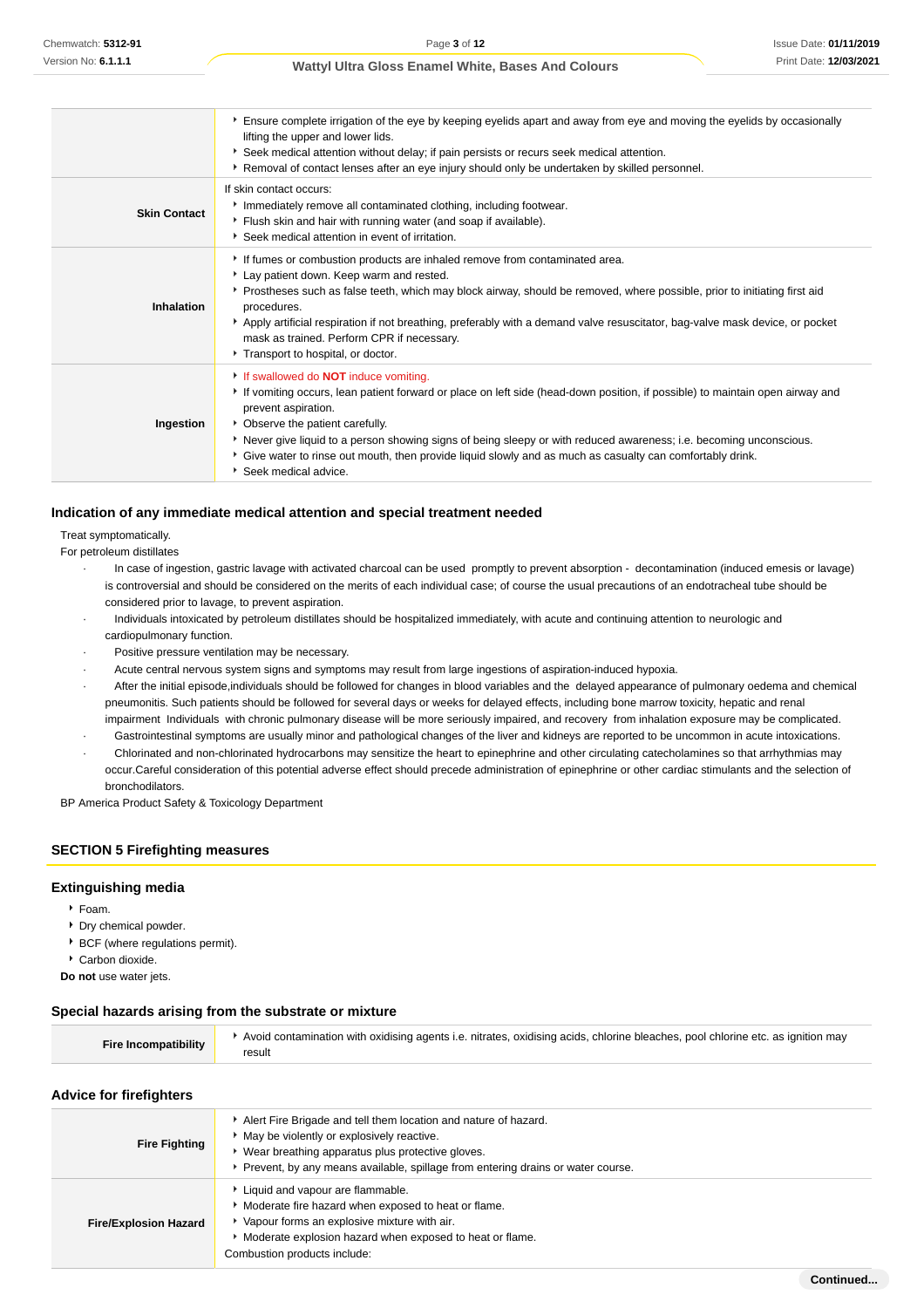| | |
|---|---|
| | ‣ Ensure complete irrigation of the eye by keeping eyelids apart and away from eye and moving the eyelids by occasionally lifting the upper and lower lids.<br>‣ Seek medical attention without delay; if pain persists or recurs seek medical attention.<br>‣ Removal of contact lenses after an eye injury should only be undertaken by skilled personnel. |
| **Skin Contact** | If skin contact occurs:<br>‣ Immediately remove all contaminated clothing, including footwear.<br>‣ Flush skin and hair with running water (and soap if available).<br>‣ Seek medical attention in event of irritation. |
| **Inhalation** | ‣ If fumes or combustion products are inhaled remove from contaminated area.<br>‣ Lay patient down. Keep warm and rested.<br>‣ Prostheses such as false teeth, which may block airway, should be removed, where possible, prior to initiating first aid procedures.<br>‣ Apply artificial respiration if not breathing, preferably with a demand valve resuscitator, bag-valve mask device, or pocket mask as trained. Perform CPR if necessary.<br>‣ Transport to hospital, or doctor. |
| **Ingestion** | ‣ If swallowed do **NOT** induce vomiting.<br>‣ If vomiting occurs, lean patient forward or place on left side (head-down position, if possible) to maintain open airway and prevent aspiration.<br>‣ Observe the patient carefully.<br>‣ Never give liquid to a person showing signs of being sleepy or with reduced awareness; i.e. becoming unconscious.<br>‣ Give water to rinse out mouth, then provide liquid slowly and as much as casualty can comfortably drink.<br>‣ Seek medical advice. |

### Indication of any immediate medical attention and special treatment needed

Treat symptomatically.
For petroleum distillates

- In case of ingestion, gastric lavage with activated charcoal can be used promptly to prevent absorption - decontamination (induced emesis or lavage) is controversial and should be considered on the merits of each individual case; of course the usual precautions of an endotracheal tube should be considered prior to lavage, to prevent aspiration.
- Individuals intoxicated by petroleum distillates should be hospitalized immediately, with acute and continuing attention to neurologic and cardiopulmonary function.
- Positive pressure ventilation may be necessary.
- Acute central nervous system signs and symptoms may result from large ingestions of aspiration-induced hypoxia.
- After the initial episode,individuals should be followed for changes in blood variables and the delayed appearance of pulmonary oedema and chemical pneumonitis. Such patients should be followed for several days or weeks for delayed effects, including bone marrow toxicity, hepatic and renal impairment Individuals with chronic pulmonary disease will be more seriously impaired, and recovery from inhalation exposure may be complicated.
- Gastrointestinal symptoms are usually minor and pathological changes of the liver and kidneys are reported to be uncommon in acute intoxications.
- Chlorinated and non-chlorinated hydrocarbons may sensitize the heart to epinephrine and other circulating catecholamines so that arrhythmias may occur.Careful consideration of this potential adverse effect should precede administration of epinephrine or other cardiac stimulants and the selection of bronchodilators.

BP America Product Safety & Toxicology Department

## SECTION 5 Firefighting measures

### Extinguishing media

- Foam.
- Dry chemical powder.
- BCF (where regulations permit).
- Carbon dioxide.

**Do not** use water jets.

### Special hazards arising from the substrate or mixture

| | |
|---|---|
| **Fire Incompatibility** | ‣ Avoid contamination with oxidising agents i.e. nitrates, oxidising acids, chlorine bleaches, pool chlorine etc. as ignition may result |

### Advice for firefighters

| | |
|---|---|
| **Fire Fighting** | ‣ Alert Fire Brigade and tell them location and nature of hazard.<br>‣ May be violently or explosively reactive.<br>‣ Wear breathing apparatus plus protective gloves.<br>‣ Prevent, by any means available, spillage from entering drains or water course. |
| **Fire/Explosion Hazard** | ‣ Liquid and vapour are flammable.<br>‣ Moderate fire hazard when exposed to heat or flame.<br>‣ Vapour forms an explosive mixture with air.<br>‣ Moderate explosion hazard when exposed to heat or flame.<br>Combustion products include: |

**Continued...**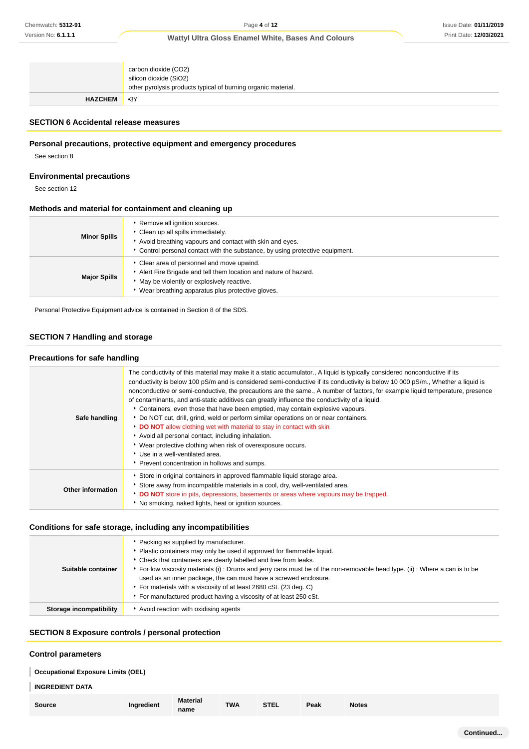| | |
|---|---|
| | carbon dioxide ($CO_2$)<br>silicon dioxide ($SiO_2$)<br>other pyrolysis products typical of burning organic material. |
| **HAZCHEM** | •3Y |

## SECTION 6 Accidental release measures

### Personal precautions, protective equipment and emergency procedures

See section 8

### Environmental precautions

See section 12

### Methods and material for containment and cleaning up

| | |
|---|---|
| **Minor Spills** | ‣ Remove all ignition sources.<br>‣ Clean up all spills immediately.<br>‣ Avoid breathing vapours and contact with skin and eyes.<br>‣ Control personal contact with the substance, by using protective equipment. |
| **Major Spills** | ‣ Clear area of personnel and move upwind.<br>‣ Alert Fire Brigade and tell them location and nature of hazard.<br>‣ May be violently or explosively reactive.<br>‣ Wear breathing apparatus plus protective gloves. |

Personal Protective Equipment advice is contained in Section 8 of the SDS.

## SECTION 7 Handling and storage

### Precautions for safe handling

| | |
|---|---|
| **Safe handling** | The conductivity of this material may make it a static accumulator., A liquid is typically considered nonconductive if its conductivity is below 100 pS/m and is considered semi-conductive if its conductivity is below 10 000 pS/m., Whether a liquid is nonconductive or semi-conductive, the precautions are the same., A number of factors, for example liquid temperature, presence of contaminants, and anti-static additives can greatly influence the conductivity of a liquid.<br>‣ Containers, even those that have been emptied, may contain explosive vapours.<br>‣ Do NOT cut, drill, grind, weld or perform similar operations on or near containers.<br>‣ **DO NOT** allow clothing wet with material to stay in contact with skin<br>‣ Avoid all personal contact, including inhalation.<br>‣ Wear protective clothing when risk of overexposure occurs.<br>‣ Use in a well-ventilated area.<br>‣ Prevent concentration in hollows and sumps. |
| **Other information** | ‣ Store in original containers in approved flammable liquid storage area.<br>‣ Store away from incompatible materials in a cool, dry, well-ventilated area.<br>‣ **DO NOT** store in pits, depressions, basements or areas where vapours may be trapped.<br>‣ No smoking, naked lights, heat or ignition sources. |

### Conditions for safe storage, including any incompatibilities

| | |
|---|---|
| **Suitable container** | ‣ Packing as supplied by manufacturer.<br>‣ Plastic containers may only be used if approved for flammable liquid.<br>‣ Check that containers are clearly labelled and free from leaks.<br>‣ For low viscosity materials (i) : Drums and jerry cans must be of the non-removable head type. (ii) : Where a can is to be used as an inner package, the can must have a screwed enclosure.<br>‣ For materials with a viscosity of at least 2680 cSt. (23 deg. C)<br>‣ For manufactured product having a viscosity of at least 250 cSt. |
| **Storage incompatibility** | ‣ Avoid reaction with oxidising agents |

## SECTION 8 Exposure controls / personal protection

### Control parameters

**Occupational Exposure Limits (OEL)**

**INGREDIENT DATA**

| Source | Ingredient | Material name | TWA | STEL | Peak | Notes |
|---|---|---|---|---|---|---|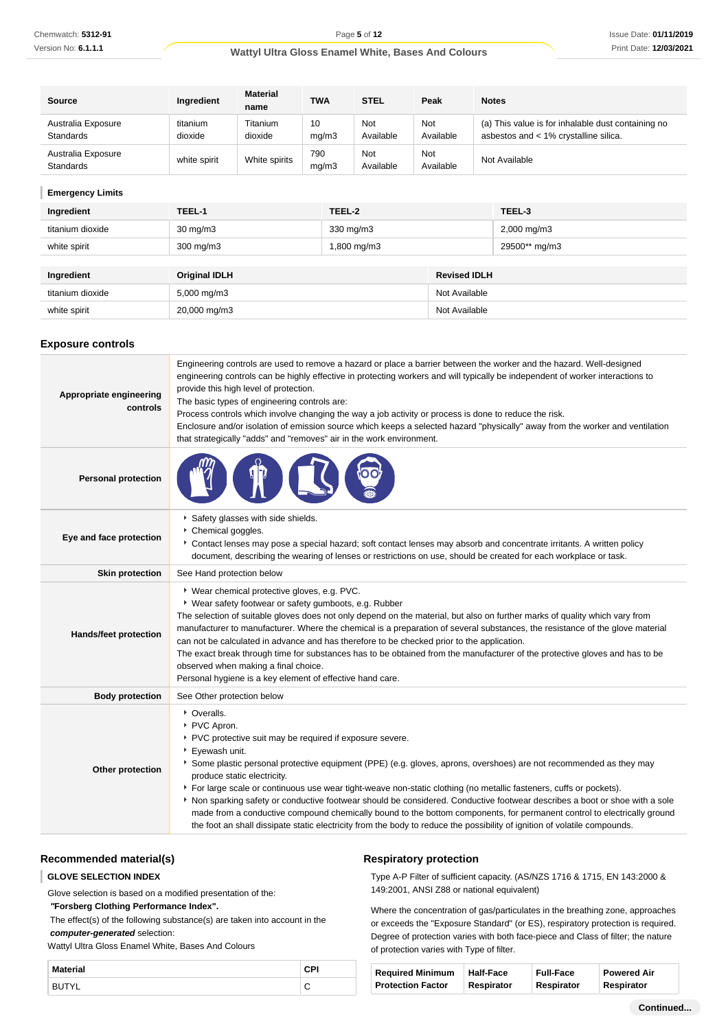| Source | Ingredient | Material name | TWA | STEL | Peak | Notes |
|---|---|---|---|---|---|---|
| Australia Exposure Standards | titanium dioxide | Titanium dioxide | 10 mg/m3 | Not Available | Not Available | (a) This value is for inhalable dust containing no asbestos and < 1% crystalline silica. |
| Australia Exposure Standards | white spirit | White spirits | 790 mg/m3 | Not Available | Not Available | Not Available |

### Emergency Limits

| Ingredient | TEEL-1 | TEEL-2 | TEEL-3 |
|---|---|---|---|
| titanium dioxide | 30 mg/m3 | 330 mg/m3 | 2,000 mg/m3 |
| white spirit | 300 mg/m3 | 1,800 mg/m3 | 29500** mg/m3 |

| Ingredient | Original IDLH | Revised IDLH |
|---|---|---|
| titanium dioxide | 5,000 mg/m3 | Not Available |
| white spirit | 20,000 mg/m3 | Not Available |

## Exposure controls

| | |
|---|---|
| **Appropriate engineering controls** | Engineering controls are used to remove a hazard or place a barrier between the worker and the hazard. Well-designed engineering controls can be highly effective in protecting workers and will typically be independent of worker interactions to provide this high level of protection.<br>The basic types of engineering controls are:<br>Process controls which involve changing the way a job activity or process is done to reduce the risk.<br>Enclosure and/or isolation of emission source which keeps a selected hazard "physically" away from the worker and ventilation that strategically "adds" and "removes" air in the work environment. |
| **Personal protection** | |
| **Eye and face protection** | ▸ Safety glasses with side shields.<br>▸ Chemical goggles.<br>▸ Contact lenses may pose a special hazard; soft contact lenses may absorb and concentrate irritants. A written policy document, describing the wearing of lenses or restrictions on use, should be created for each workplace or task. |
| **Skin protection** | See Hand protection below |
| **Hands/feet protection** | ▸ Wear chemical protective gloves, e.g. PVC.<br>▸ Wear safety footwear or safety gumboots, e.g. Rubber<br>The selection of suitable gloves does not only depend on the material, but also on further marks of quality which vary from manufacturer to manufacturer. Where the chemical is a preparation of several substances, the resistance of the glove material can not be calculated in advance and has therefore to be checked prior to the application.<br>The exact break through time for substances has to be obtained from the manufacturer of the protective gloves and has to be observed when making a final choice.<br>Personal hygiene is a key element of effective hand care. |
| **Body protection** | See Other protection below |
| **Other protection** | ▸ Overalls.<br>▸ PVC Apron.<br>▸ PVC protective suit may be required if exposure severe.<br>▸ Eyewash unit.<br>▸ Some plastic personal protective equipment (PPE) (e.g. gloves, aprons, overshoes) are not recommended as they may produce static electricity.<br>▸ For large scale or continuous use wear tight-weave non-static clothing (no metallic fasteners, cuffs or pockets).<br>▸ Non sparking safety or conductive footwear should be considered. Conductive footwear describes a boot or shoe with a sole made from a conductive compound chemically bound to the bottom components, for permanent control to electrically ground the foot an shall dissipate static electricity from the body to reduce the possibility of ignition of volatile compounds. |

## Recommended material(s)

### GLOVE SELECTION INDEX

Glove selection is based on a modified presentation of the:
***"Forsberg Clothing Performance Index".***
The effect(s) of the following substance(s) are taken into account in the ***computer-generated*** selection:
Wattyl Ultra Gloss Enamel White, Bases And Colours

| Material | CPI |
|---|---|
| BUTYL | C |

## Respiratory protection

Type A-P Filter of sufficient capacity. (AS/NZS 1716 & 1715, EN 143:2000 & 149:2001, ANSI Z88 or national equivalent)

Where the concentration of gas/particulates in the breathing zone, approaches or exceeds the "Exposure Standard" (or ES), respiratory protection is required. Degree of protection varies with both face-piece and Class of filter; the nature of protection varies with Type of filter.

| Required Minimum Protection Factor | Half-Face Respirator | Full-Face Respirator | Powered Air Respirator |
|---|---|---|---|

**Continued...**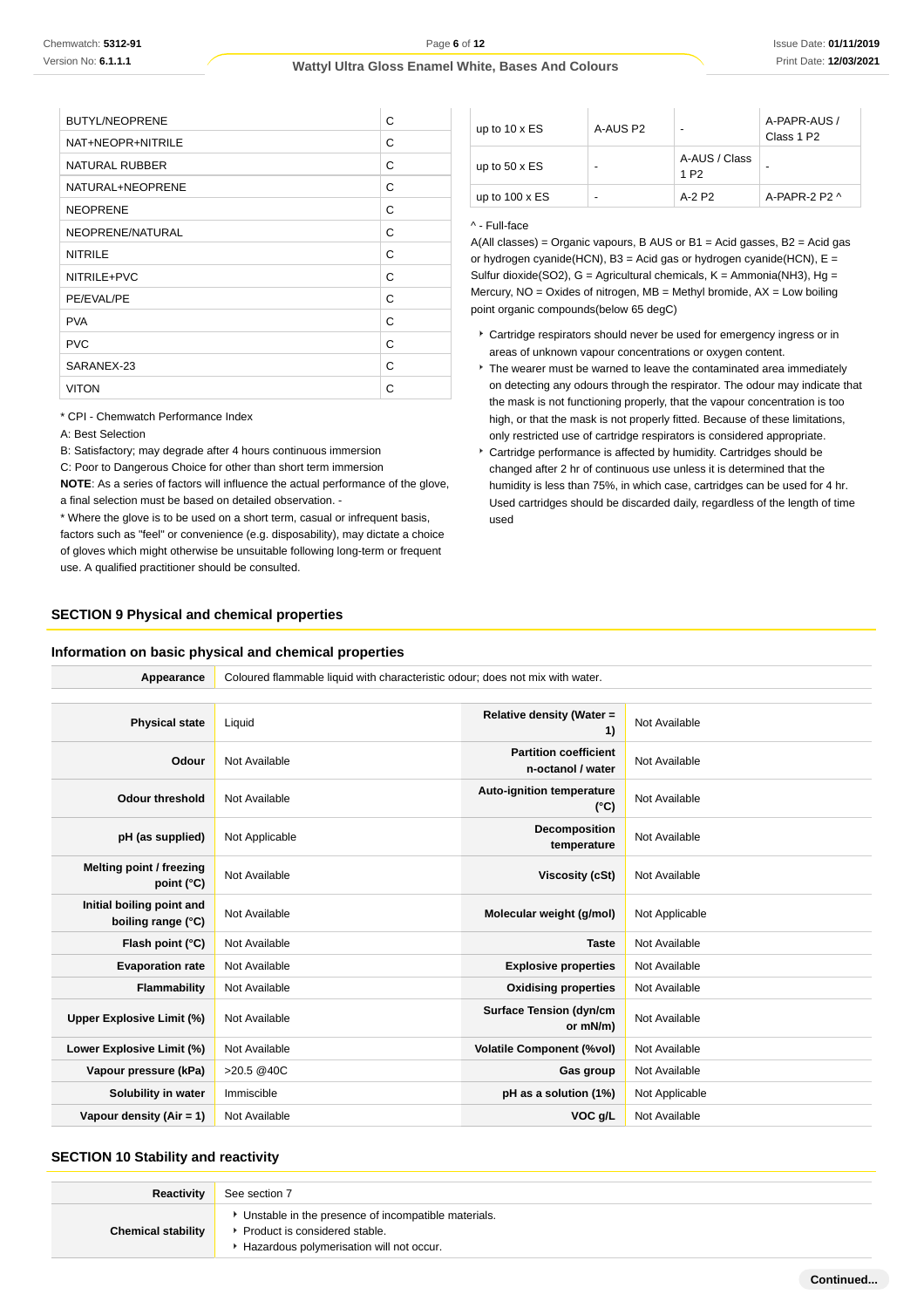| | |
|---|---|
| BUTYL/NEOPRENE | C |
| NAT+NEOPR+NITRILE | C |
| NATURAL RUBBER | C |
| NATURAL+NEOPRENE | C |
| NEOPRENE | C |
| NEOPRENE/NATURAL | C |
| NITRILE | C |
| NITRILE+PVC | C |
| PE/EVAL/PE | C |
| PVA | C |
| PVC | C |
| SARANEX-23 | C |
| VITON | C |

* CPI - Chemwatch Performance Index

A: Best Selection

B: Satisfactory; may degrade after 4 hours continuous immersion

C: Poor to Dangerous Choice for other than short term immersion

**NOTE**: As a series of factors will influence the actual performance of the glove, a final selection must be based on detailed observation. -

* Where the glove is to be used on a short term, casual or infrequent basis, factors such as "feel" or convenience (e.g. disposability), may dictate a choice of gloves which might otherwise be unsuitable following long-term or frequent use. A qualified practitioner should be consulted.

| | | | |
|---|---|---|---|
| up to 10 x ES | A-AUS P2 | - | A-PAPR-AUS / Class 1 P2 |
| up to 50 x ES | - | A-AUS / Class 1 P2 | - |
| up to 100 x ES | - | A-2 P2 | A-PAPR-2 P2 ^ |

^ - Full-face

A(All classes) = Organic vapours, B AUS or B1 = Acid gasses, B2 = Acid gas or hydrogen cyanide(HCN), B3 = Acid gas or hydrogen cyanide(HCN), E = Sulfur dioxide(SO2), G = Agricultural chemicals, K = Ammonia(NH3), Hg = Mercury, NO = Oxides of nitrogen, MB = Methyl bromide, AX = Low boiling point organic compounds(below 65 degC)

- Cartridge respirators should never be used for emergency ingress or in areas of unknown vapour concentrations or oxygen content.
- The wearer must be warned to leave the contaminated area immediately on detecting any odours through the respirator. The odour may indicate that the mask is not functioning properly, that the vapour concentration is too high, or that the mask is not properly fitted. Because of these limitations, only restricted use of cartridge respirators is considered appropriate.
- Cartridge performance is affected by humidity. Cartridges should be changed after 2 hr of continuous use unless it is determined that the humidity is less than 75%, in which case, cartridges can be used for 4 hr. Used cartridges should be discarded daily, regardless of the length of time used

## SECTION 9 Physical and chemical properties

### Information on basic physical and chemical properties

| | | | |
|---|---|---|---|
| **Appearance** | Coloured flammable liquid with characteristic odour; does not mix with water. | | |
| **Physical state** | Liquid | **Relative density (Water = 1)** | Not Available |
| **Odour** | Not Available | **Partition coefficient n-octanol / water** | Not Available |
| **Odour threshold** | Not Available | **Auto-ignition temperature (°C)** | Not Available |
| **pH (as supplied)** | Not Applicable | **Decomposition temperature** | Not Available |
| **Melting point / freezing point (°C)** | Not Available | **Viscosity (cSt)** | Not Available |
| **Initial boiling point and boiling range (°C)** | Not Available | **Molecular weight (g/mol)** | Not Applicable |
| **Flash point (°C)** | Not Available | **Taste** | Not Available |
| **Evaporation rate** | Not Available | **Explosive properties** | Not Available |
| **Flammability** | Not Available | **Oxidising properties** | Not Available |
| **Upper Explosive Limit (%)** | Not Available | **Surface Tension (dyn/cm or mN/m)** | Not Available |
| **Lower Explosive Limit (%)** | Not Available | **Volatile Component (%vol)** | Not Available |
| **Vapour pressure (kPa)** | >20.5 @40C | **Gas group** | Not Available |
| **Solubility in water** | Immiscible | **pH as a solution (1%)** | Not Applicable |
| **Vapour density (Air = 1)** | Not Available | **VOC g/L** | Not Available |

## SECTION 10 Stability and reactivity

| | |
|---|---|
| **Reactivity** | See section 7 |
| **Chemical stability** | ‣ Unstable in the presence of incompatible materials.<br>‣ Product is considered stable.<br>‣ Hazardous polymerisation will not occur. |

Continued...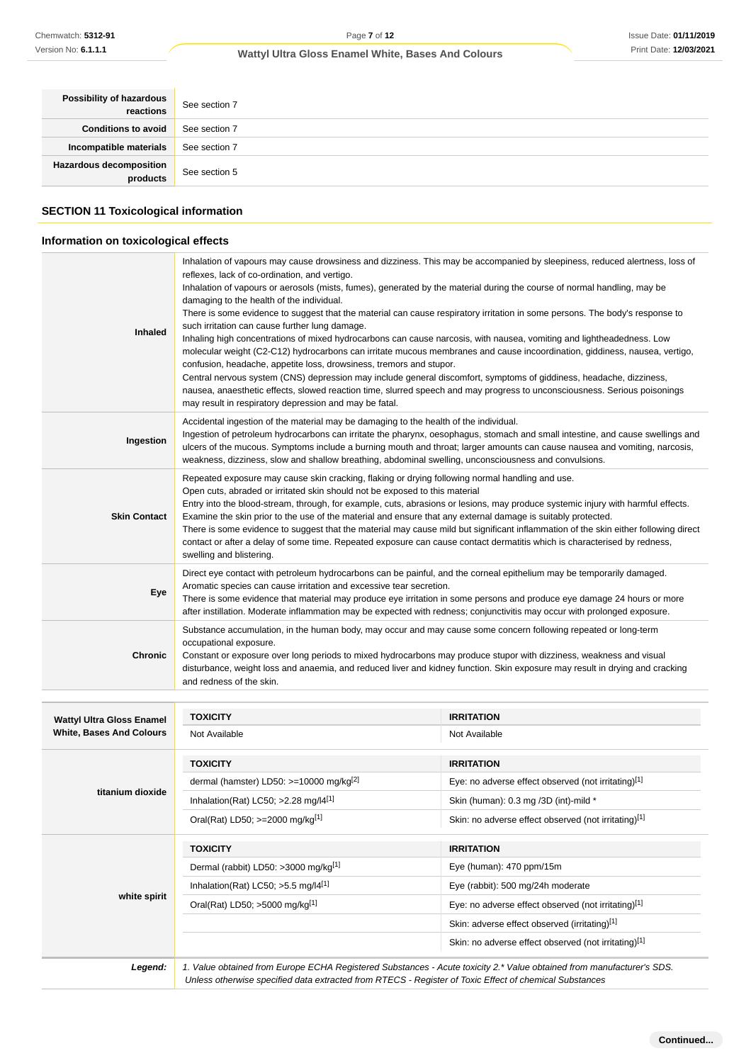| | |
|---|---|
| **Possibility of hazardous reactions** | See section 7 |
| **Conditions to avoid** | See section 7 |
| **Incompatible materials** | See section 7 |
| **Hazardous decomposition products** | See section 5 |

## SECTION 11 Toxicological information

### Information on toxicological effects

| | |
|---|---|
| **Inhaled** | Inhalation of vapours may cause drowsiness and dizziness. This may be accompanied by sleepiness, reduced alertness, loss of reflexes, lack of co-ordination, and vertigo.<br>Inhalation of vapours or aerosols (mists, fumes), generated by the material during the course of normal handling, may be damaging to the health of the individual.<br>There is some evidence to suggest that the material can cause respiratory irritation in some persons. The body's response to such irritation can cause further lung damage.<br>Inhaling high concentrations of mixed hydrocarbons can cause narcosis, with nausea, vomiting and lightheadedness. Low molecular weight (C2-C12) hydrocarbons can irritate mucous membranes and cause incoordination, giddiness, nausea, vertigo, confusion, headache, appetite loss, drowsiness, tremors and stupor.<br>Central nervous system (CNS) depression may include general discomfort, symptoms of giddiness, headache, dizziness, nausea, anaesthetic effects, slowed reaction time, slurred speech and may progress to unconsciousness. Serious poisonings may result in respiratory depression and may be fatal. |
| **Ingestion** | Accidental ingestion of the material may be damaging to the health of the individual.<br>Ingestion of petroleum hydrocarbons can irritate the pharynx, oesophagus, stomach and small intestine, and cause swellings and ulcers of the mucous. Symptoms include a burning mouth and throat; larger amounts can cause nausea and vomiting, narcosis, weakness, dizziness, slow and shallow breathing, abdominal swelling, unconsciousness and convulsions. |
| **Skin Contact** | Repeated exposure may cause skin cracking, flaking or drying following normal handling and use.<br>Open cuts, abraded or irritated skin should not be exposed to this material<br>Entry into the blood-stream, through, for example, cuts, abrasions or lesions, may produce systemic injury with harmful effects. Examine the skin prior to the use of the material and ensure that any external damage is suitably protected.<br>There is some evidence to suggest that the material may cause mild but significant inflammation of the skin either following direct contact or after a delay of some time. Repeated exposure can cause contact dermatitis which is characterised by redness, swelling and blistering. |
| **Eye** | Direct eye contact with petroleum hydrocarbons can be painful, and the corneal epithelium may be temporarily damaged. Aromatic species can cause irritation and excessive tear secretion.<br>There is some evidence that material may produce eye irritation in some persons and produce eye damage 24 hours or more after instillation. Moderate inflammation may be expected with redness; conjunctivitis may occur with prolonged exposure. |
| **Chronic** | Substance accumulation, in the human body, may occur and may cause some concern following repeated or long-term occupational exposure.<br>Constant or exposure over long periods to mixed hydrocarbons may produce stupor with dizziness, weakness and visual disturbance, weight loss and anaemia, and reduced liver and kidney function. Skin exposure may result in drying and cracking and redness of the skin. |

| | TOXICITY | IRRITATION |
|---|---|---|
| **Wattyl Ultra Gloss Enamel White, Bases And Colours** | Not Available | Not Available |
| **titanium dioxide** | **TOXICITY** | **IRRITATION** |
| | dermal (hamster) LD50: >=10000 mg/kg[2] | Eye: no adverse effect observed (not irritating)[1] |
| | Inhalation(Rat) LC50; >2.28 mg/l4[1] | Skin (human): 0.3 mg /3D (int)-mild * |
| | Oral(Rat) LD50; >=2000 mg/kg[1] | Skin: no adverse effect observed (not irritating)[1] |
| **white spirit** | **TOXICITY** | **IRRITATION** |
| | Dermal (rabbit) LD50: >3000 mg/kg[1] | Eye (human): 470 ppm/15m |
| | Inhalation(Rat) LC50; >5.5 mg/l4[1] | Eye (rabbit): 500 mg/24h moderate |
| | Oral(Rat) LD50; >5000 mg/kg[1] | Eye: no adverse effect observed (not irritating)[1] |
| | | Skin: adverse effect observed (irritating)[1] |
| | | Skin: no adverse effect observed (not irritating)[1] |
| ***Legend:*** | *1. Value obtained from Europe ECHA Registered Substances - Acute toxicity 2.\* Value obtained from manufacturer's SDS. Unless otherwise specified data extracted from RTECS - Register of Toxic Effect of chemical Substances* | |

**Continued...**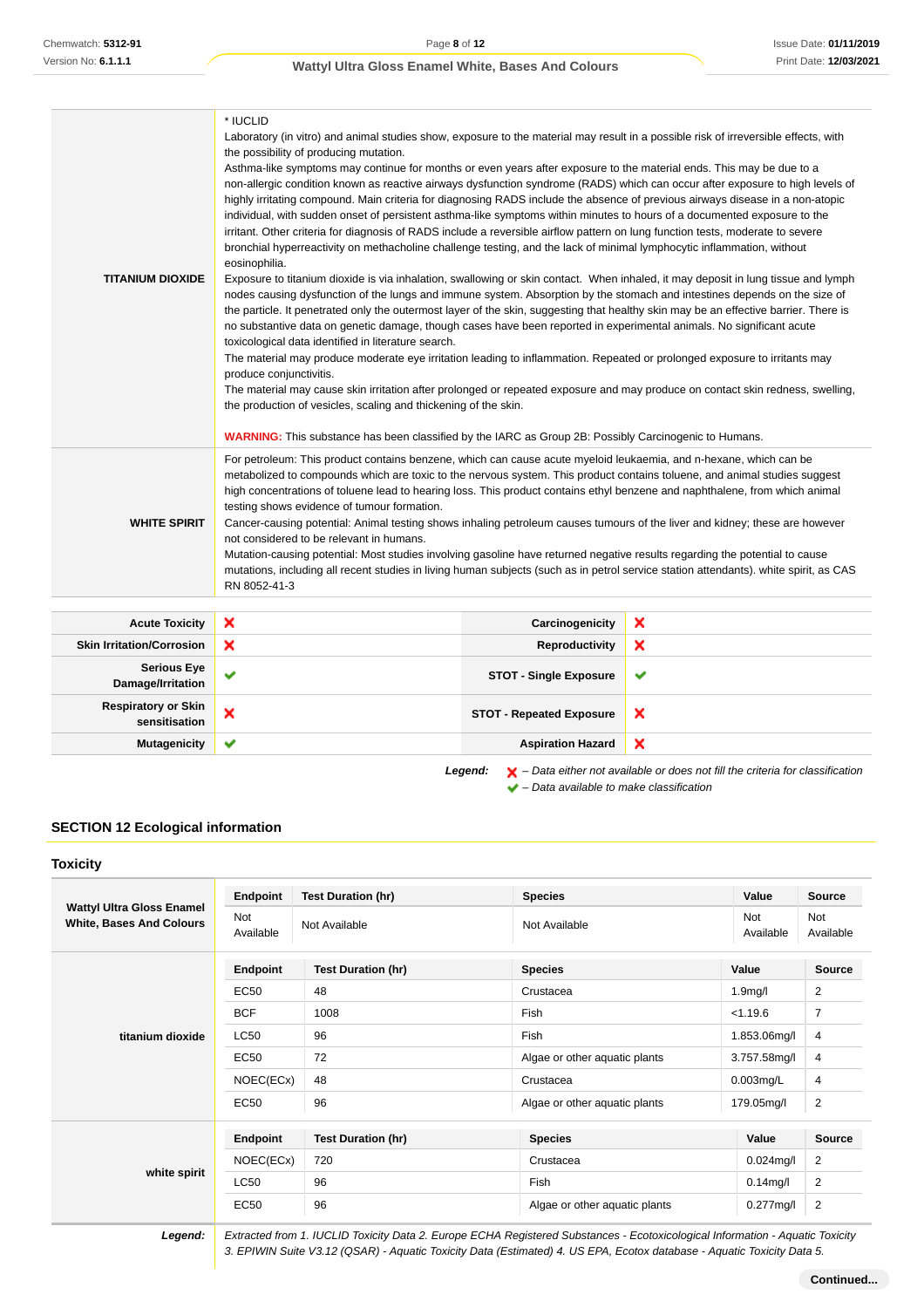| | |
|---|---|
| **TITANIUM DIOXIDE** | * IUCLID<br>Laboratory (in vitro) and animal studies show, exposure to the material may result in a possible risk of irreversible effects, with the possibility of producing mutation.<br>Asthma-like symptoms may continue for months or even years after exposure to the material ends. This may be due to a non-allergic condition known as reactive airways dysfunction syndrome (RADS) which can occur after exposure to high levels of highly irritating compound. Main criteria for diagnosing RADS include the absence of previous airways disease in a non-atopic individual, with sudden onset of persistent asthma-like symptoms within minutes to hours of a documented exposure to the irritant. Other criteria for diagnosis of RADS include a reversible airflow pattern on lung function tests, moderate to severe bronchial hyperreactivity on methacholine challenge testing, and the lack of minimal lymphocytic inflammation, without eosinophilia.<br>Exposure to titanium dioxide is via inhalation, swallowing or skin contact. When inhaled, it may deposit in lung tissue and lymph nodes causing dysfunction of the lungs and immune system. Absorption by the stomach and intestines depends on the size of the particle. It penetrated only the outermost layer of the skin, suggesting that healthy skin may be an effective barrier. There is no substantive data on genetic damage, though cases have been reported in experimental animals. No significant acute toxicological data identified in literature search.<br>The material may produce moderate eye irritation leading to inflammation. Repeated or prolonged exposure to irritants may produce conjunctivitis.<br>The material may cause skin irritation after prolonged or repeated exposure and may produce on contact skin redness, swelling, the production of vesicles, scaling and thickening of the skin.<br><br>**WARNING:** This substance has been classified by the IARC as Group 2B: Possibly Carcinogenic to Humans. |
| **WHITE SPIRIT** | For petroleum: This product contains benzene, which can cause acute myeloid leukaemia, and n-hexane, which can be metabolized to compounds which are toxic to the nervous system. This product contains toluene, and animal studies suggest high concentrations of toluene lead to hearing loss. This product contains ethyl benzene and naphthalene, from which animal testing shows evidence of tumour formation.<br>Cancer-causing potential: Animal testing shows inhaling petroleum causes tumours of the liver and kidney; these are however not considered to be relevant in humans.<br>Mutation-causing potential: Most studies involving gasoline have returned negative results regarding the potential to cause mutations, including all recent studies in living human subjects (such as in petrol service station attendants). white spirit, as CAS RN 8052-41-3 |

| | | | |
|---|---|---|---|
| **Acute Toxicity** | ✘ | **Carcinogenicity** | ✘ |
| **Skin Irritation/Corrosion** | ✘ | **Reproductivity** | ✘ |
| **Serious Eye Damage/Irritation** | ✔ | **STOT - Single Exposure** | ✔ |
| **Respiratory or Skin sensitisation** | ✘ | **STOT - Repeated Exposure** | ✘ |
| **Mutagenicity** | ✔ | **Aspiration Hazard** | ✘ |

***Legend:*** ✘ *– Data either not available or does not fill the criteria for classification*
✔ *– Data available to make classification*

## SECTION 12 Ecological information

### Toxicity

**Wattyl Ultra Gloss Enamel White, Bases And Colours**

| Endpoint | Test Duration (hr) | Species | Value | Source |
|---|---|---|---|---|
| Not Available | Not Available | Not Available | Not Available | Not Available |

**titanium dioxide**

| Endpoint | Test Duration (hr) | Species | Value | Source |
|---|---|---|---|---|
| EC50 | 48 | Crustacea | 1.9mg/l | 2 |
| BCF | 1008 | Fish | <1.19.6 | 7 |
| LC50 | 96 | Fish | 1.853.06mg/l | 4 |
| EC50 | 72 | Algae or other aquatic plants | 3.757.58mg/l | 4 |
| NOEC(ECx) | 48 | Crustacea | 0.003mg/L | 4 |
| EC50 | 96 | Algae or other aquatic plants | 179.05mg/l | 2 |

**white spirit**

| Endpoint | Test Duration (hr) | Species | Value | Source |
|---|---|---|---|---|
| NOEC(ECx) | 720 | Crustacea | 0.024mg/l | 2 |
| LC50 | 96 | Fish | 0.14mg/l | 2 |
| EC50 | 96 | Algae or other aquatic plants | 0.277mg/l | 2 |

***Legend:*** *Extracted from 1. IUCLID Toxicity Data 2. Europe ECHA Registered Substances - Ecotoxicological Information - Aquatic Toxicity 3. EPIWIN Suite V3.12 (QSAR) - Aquatic Toxicity Data (Estimated) 4. US EPA, Ecotox database - Aquatic Toxicity Data 5.*

**Continued...**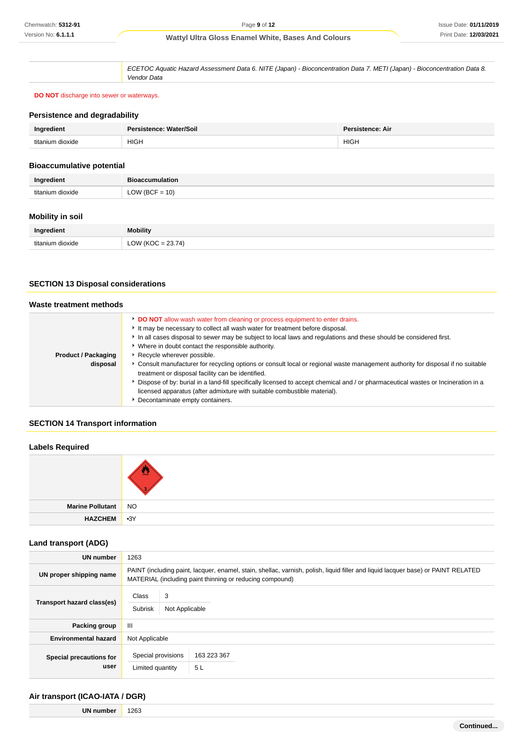| | *ECETOC Aquatic Hazard Assessment Data 6. NITE (Japan) - Bioconcentration Data 7. METI (Japan) - Bioconcentration Data 8. Vendor Data* |
|---|---|

**DO NOT** discharge into sewer or waterways.

### Persistence and degradability

| Ingredient | Persistence: Water/Soil | Persistence: Air |
|---|---|---|
| titanium dioxide | HIGH | HIGH |

### Bioaccumulative potential

| Ingredient | Bioaccumulation |
|---|---|
| titanium dioxide | LOW (BCF = 10) |

### Mobility in soil

| Ingredient | Mobility |
|---|---|
| titanium dioxide | LOW (KOC = 23.74) |

## SECTION 13 Disposal considerations

### Waste treatment methods

| | |
|---|---|
| **Product / Packaging disposal** | ▸ **DO NOT** allow wash water from cleaning or process equipment to enter drains.<br>▸ It may be necessary to collect all wash water for treatment before disposal.<br>▸ In all cases disposal to sewer may be subject to local laws and regulations and these should be considered first.<br>▸ Where in doubt contact the responsible authority.<br>▸ Recycle wherever possible.<br>▸ Consult manufacturer for recycling options or consult local or regional waste management authority for disposal if no suitable treatment or disposal facility can be identified.<br>▸ Dispose of by: burial in a land-fill specifically licensed to accept chemical and / or pharmaceutical wastes or Incineration in a licensed apparatus (after admixture with suitable combustible material).<br>▸ Decontaminate empty containers. |

## SECTION 14 Transport information

### Labels Required

| | |
|---|---|
| | |
| **Marine Pollutant** | NO |
| **HAZCHEM** | •3Y |

### Land transport (ADG)

| | |
|---|---|
| **UN number** | 1263 |
| **UN proper shipping name** | PAINT (including paint, lacquer, enamel, stain, shellac, varnish, polish, liquid filler and liquid lacquer base) or PAINT RELATED MATERIAL (including paint thinning or reducing compound) |
| **Transport hazard class(es)** | Class: 3<br>Subrisk: Not Applicable |
| **Packing group** | III |
| **Environmental hazard** | Not Applicable |
| **Special precautions for user** | Special provisions: 163 223 367<br>Limited quantity: 5 L |

### Air transport (ICAO-IATA / DGR)

| | |
|---|---|
| **UN number** | 1263 |

Continued...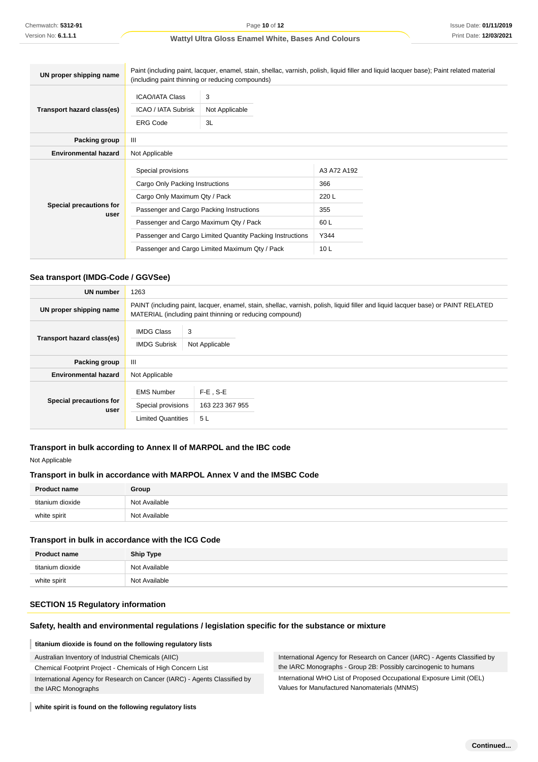| | |
|---|---|
| **UN proper shipping name** | Paint (including paint, lacquer, enamel, stain, shellac, varnish, polish, liquid filler and liquid lacquer base); Paint related material (including paint thinning or reducing compounds) |
| **Transport hazard class(es)** | ICAO/IATA Class: 3<br>ICAO / IATA Subrisk: Not Applicable<br>ERG Code: 3L |
| **Packing group** | III |
| **Environmental hazard** | Not Applicable |
| **Special precautions for user** | Special provisions: A3 A72 A192<br>Cargo Only Packing Instructions: 366<br>Cargo Only Maximum Qty / Pack: 220 L<br>Passenger and Cargo Packing Instructions: 355<br>Passenger and Cargo Maximum Qty / Pack: 60 L<br>Passenger and Cargo Limited Quantity Packing Instructions: Y344<br>Passenger and Cargo Limited Maximum Qty / Pack: 10 L |

### Sea transport (IMDG-Code / GGVSee)

| | |
|---|---|
| **UN number** | 1263 |
| **UN proper shipping name** | PAINT (including paint, lacquer, enamel, stain, shellac, varnish, polish, liquid filler and liquid lacquer base) or PAINT RELATED MATERIAL (including paint thinning or reducing compound) |
| **Transport hazard class(es)** | IMDG Class: 3<br>IMDG Subrisk: Not Applicable |
| **Packing group** | III |
| **Environmental hazard** | Not Applicable |
| **Special precautions for user** | EMS Number: F-E , S-E<br>Special provisions: 163 223 367 955<br>Limited Quantities: 5 L |

### Transport in bulk according to Annex II of MARPOL and the IBC code

Not Applicable

### Transport in bulk in accordance with MARPOL Annex V and the IMSBC Code

| Product name | Group |
|---|---|
| titanium dioxide | Not Available |
| white spirit | Not Available |

### Transport in bulk in accordance with the ICG Code

| Product name | Ship Type |
|---|---|
| titanium dioxide | Not Available |
| white spirit | Not Available |

## SECTION 15 Regulatory information

### Safety, health and environmental regulations / legislation specific for the substance or mixture

**titanium dioxide is found on the following regulatory lists**

- Australian Inventory of Industrial Chemicals (AIIC)
- Chemical Footprint Project - Chemicals of High Concern List
- International Agency for Research on Cancer (IARC) - Agents Classified by the IARC Monographs
- International Agency for Research on Cancer (IARC) - Agents Classified by the IARC Monographs - Group 2B: Possibly carcinogenic to humans
- International WHO List of Proposed Occupational Exposure Limit (OEL) Values for Manufactured Nanomaterials (MNMS)

**white spirit is found on the following regulatory lists**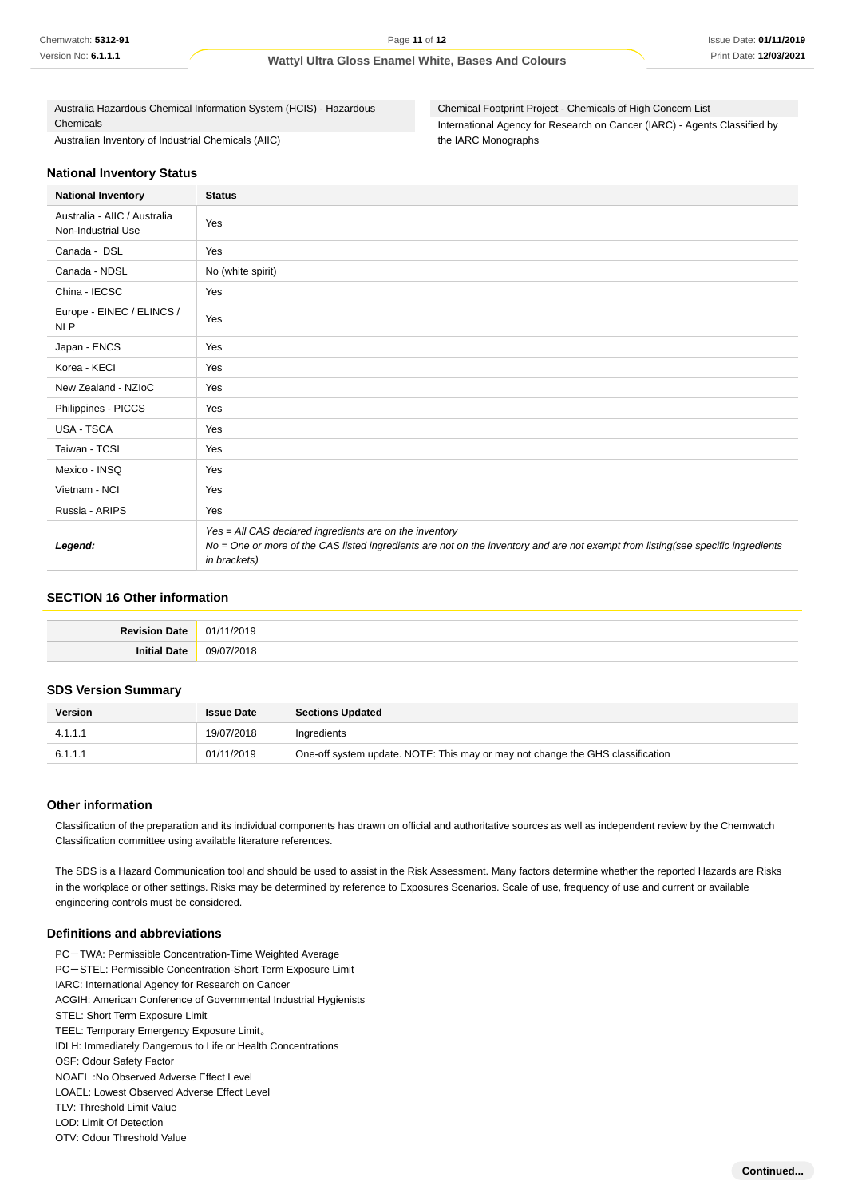| Australia Hazardous Chemical Information System (HCIS) - Hazardous Chemicals | Chemical Footprint Project - Chemicals of High Concern List |
|---|---|
| Australian Inventory of Industrial Chemicals (AIIC) | International Agency for Research on Cancer (IARC) - Agents Classified by the IARC Monographs |

## National Inventory Status

| National Inventory | Status |
|---|---|
| Australia - AIIC / Australia Non-Industrial Use | Yes |
| Canada - DSL | Yes |
| Canada - NDSL | No (white spirit) |
| China - IECSC | Yes |
| Europe - EINEC / ELINCS / NLP | Yes |
| Japan - ENCS | Yes |
| Korea - KECI | Yes |
| New Zealand - NZIoC | Yes |
| Philippines - PICCS | Yes |
| USA - TSCA | Yes |
| Taiwan - TCSI | Yes |
| Mexico - INSQ | Yes |
| Vietnam - NCI | Yes |
| Russia - ARIPS | Yes |
| ***Legend:*** | *Yes = All CAS declared ingredients are on the inventory*<br>*No = One or more of the CAS listed ingredients are not on the inventory and are not exempt from listing(see specific ingredients in brackets)* |

## SECTION 16 Other information

| | |
|---|---|
| **Revision Date** | 01/11/2019 |
| **Initial Date** | 09/07/2018 |

### SDS Version Summary

| Version | Issue Date | Sections Updated |
|---|---|---|
| 4.1.1.1 | 19/07/2018 | Ingredients |
| 6.1.1.1 | 01/11/2019 | One-off system update. NOTE: This may or may not change the GHS classification |

### Other information

Classification of the preparation and its individual components has drawn on official and authoritative sources as well as independent review by the Chemwatch Classification committee using available literature references.

The SDS is a Hazard Communication tool and should be used to assist in the Risk Assessment. Many factors determine whether the reported Hazards are Risks in the workplace or other settings. Risks may be determined by reference to Exposures Scenarios. Scale of use, frequency of use and current or available engineering controls must be considered.

### Definitions and abbreviations

PC－TWA: Permissible Concentration-Time Weighted Average
PC－STEL: Permissible Concentration-Short Term Exposure Limit
IARC: International Agency for Research on Cancer
ACGIH: American Conference of Governmental Industrial Hygienists
STEL: Short Term Exposure Limit
TEEL: Temporary Emergency Exposure Limit。
IDLH: Immediately Dangerous to Life or Health Concentrations
OSF: Odour Safety Factor
NOAEL :No Observed Adverse Effect Level
LOAEL: Lowest Observed Adverse Effect Level
TLV: Threshold Limit Value
LOD: Limit Of Detection
OTV: Odour Threshold Value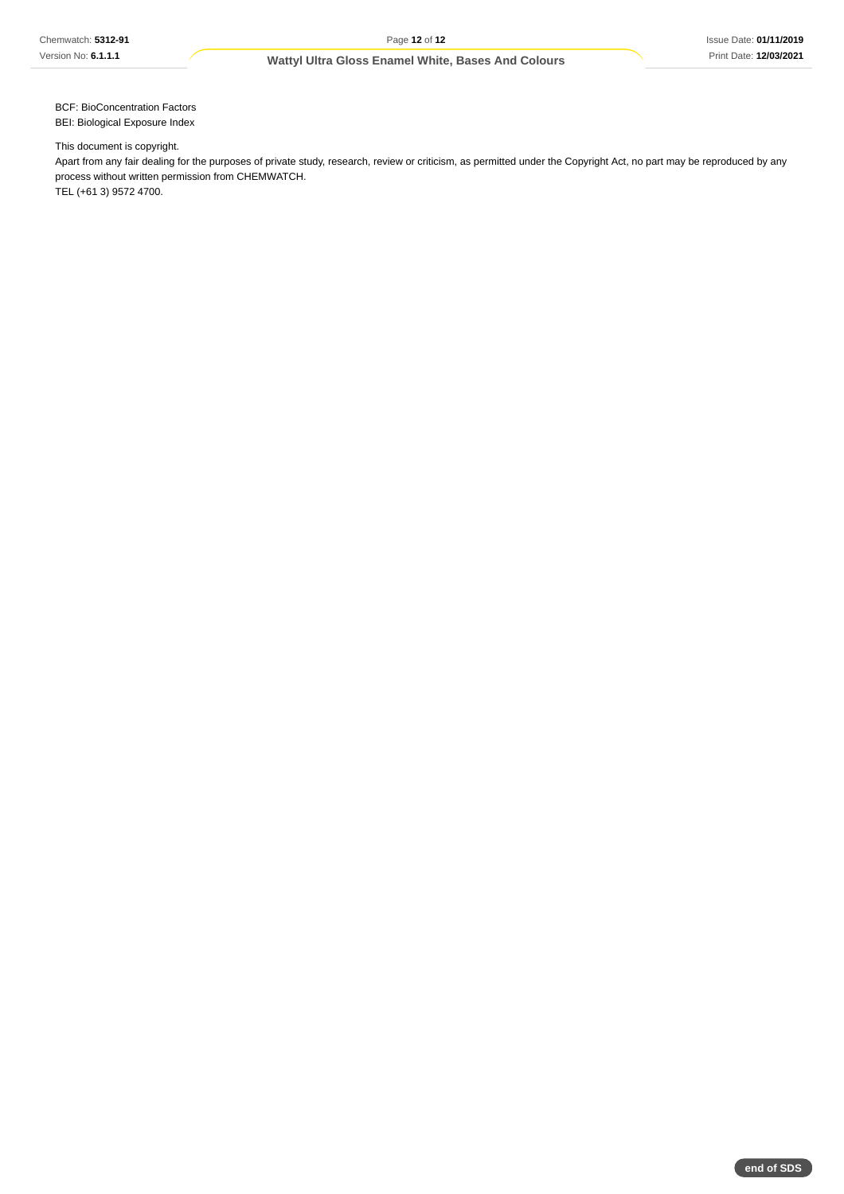BCF: BioConcentration Factors
BEI: Biological Exposure Index

This document is copyright.
Apart from any fair dealing for the purposes of private study, research, review or criticism, as permitted under the Copyright Act, no part may be reproduced by any process without written permission from CHEMWATCH.
TEL (+61 3) 9572 4700.

**end of SDS**